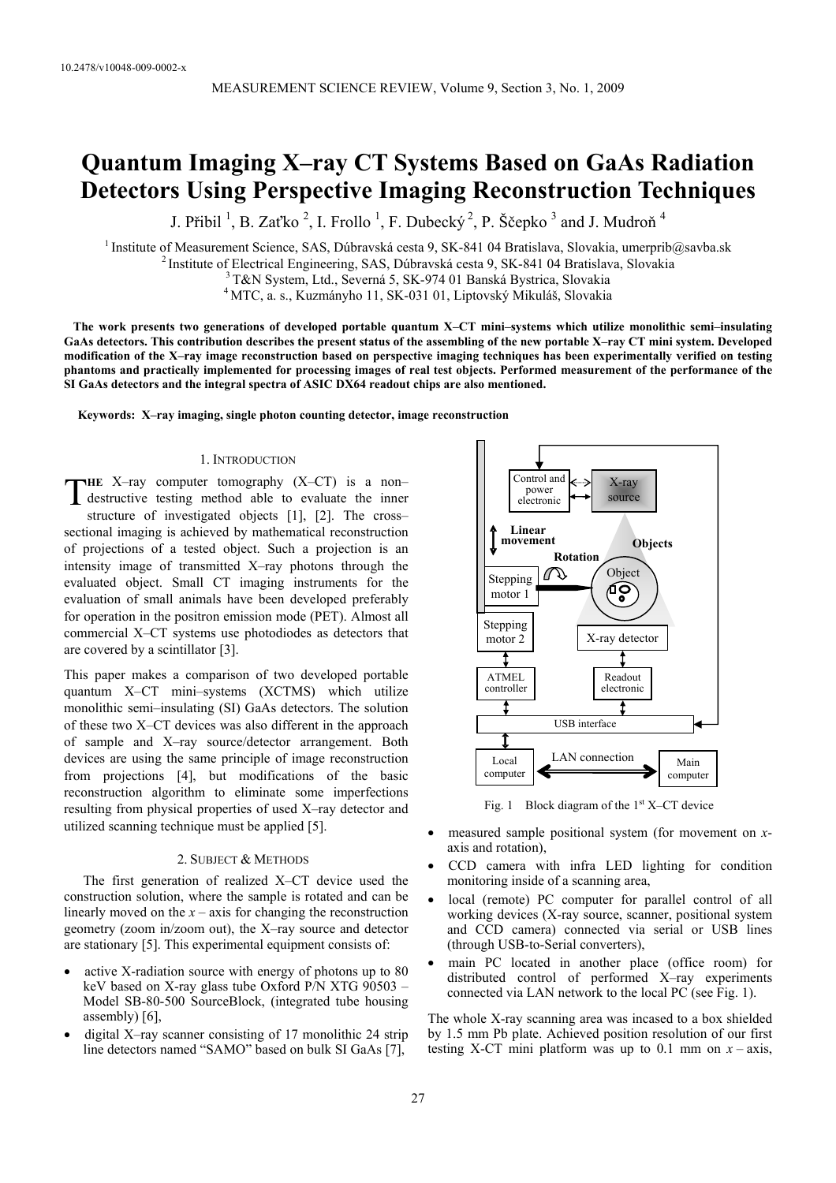10.2478/v10048-009-0002-x

# Quantum Imaging X–ray CT Systems Based on GaAs Radiation Detectors Using Perspective Imaging Reconstruction Techniques

J. Přibil [1], B. Zaťko [2], I. Frollo [1], F. Dubecký [2], P. Ščepko [3] and J. Mudroň [4]

[1] Institute of Measurement Science, SAS, Dúbravská cesta 9, SK-841 04 Bratislava, Slovakia, umerprib@savba.sk
[2] Institute of Electrical Engineering, SAS, Dúbravská cesta 9, SK-841 04 Bratislava, Slovakia
[3] T&N System, Ltd., Severná 5, SK-974 01 Banská Bystrica, Slovakia
[4] MTC, a. s., Kuzmányho 11, SK-031 01, Liptovský Mikuláš, Slovakia

**The work presents two generations of developed portable quantum X–CT mini–systems which utilize monolithic semi–insulating GaAs detectors. This contribution describes the present status of the assembling of the new portable X–ray CT mini system. Developed modification of the X–ray image reconstruction based on perspective imaging techniques has been experimentally verified on testing phantoms and practically implemented for processing images of real test objects. Performed measurement of the performance of the SI GaAs detectors and the integral spectra of ASIC DX64 readout chips are also mentioned.**

**Keywords: X–ray imaging, single photon counting detector, image reconstruction**

## 1. Introduction

The X–ray computer tomography (X–CT) is a non–destructive testing method able to evaluate the inner structure of investigated objects [1], [2]. The cross–sectional imaging is achieved by mathematical reconstruction of projections of a tested object. Such a projection is an intensity image of transmitted X–ray photons through the evaluated object. Small CT imaging instruments for the evaluation of small animals have been developed preferably for operation in the positron emission mode (PET). Almost all commercial X–CT systems use photodiodes as detectors that are covered by a scintillator [3].

This paper makes a comparison of two developed portable quantum X–CT mini–systems (XCTMS) which utilize monolithic semi–insulating (SI) GaAs detectors. The solution of these two X–CT devices was also different in the approach of sample and X–ray source/detector arrangement. Both devices are using the same principle of image reconstruction from projections [4], but modifications of the basic reconstruction algorithm to eliminate some imperfections resulting from physical properties of used X–ray detector and utilized scanning technique must be applied [5].

## 2. Subject & Methods

The first generation of realized X–CT device used the construction solution, where the sample is rotated and can be linearly moved on the *x* – axis for changing the reconstruction geometry (zoom in/zoom out), the X–ray source and detector are stationary [5]. This experimental equipment consists of:

- active X-radiation source with energy of photons up to 80 keV based on X-ray glass tube Oxford P/N XTG 90503 – Model SB-80-500 SourceBlock, (integrated tube housing assembly) [6],
- digital X–ray scanner consisting of 17 monolithic 24 strip line detectors named "SAMO" based on bulk SI GaAs [7],
- measured sample positional system (for movement on *x*-axis and rotation),
- CCD camera with infra LED lighting for condition monitoring inside of a scanning area,
- local (remote) PC computer for parallel control of all working devices (X-ray source, scanner, positional system and CCD camera) connected via serial or USB lines (through USB-to-Serial converters),
- main PC located in another place (office room) for distributed control of performed X–ray experiments connected via LAN network to the local PC (see Fig. 1).

Fig. 1 Block diagram of the 1st X–CT device

The whole X-ray scanning area was incased to a box shielded by 1.5 mm Pb plate. Achieved position resolution of our first testing X-CT mini platform was up to 0.1 mm on *x* – axis,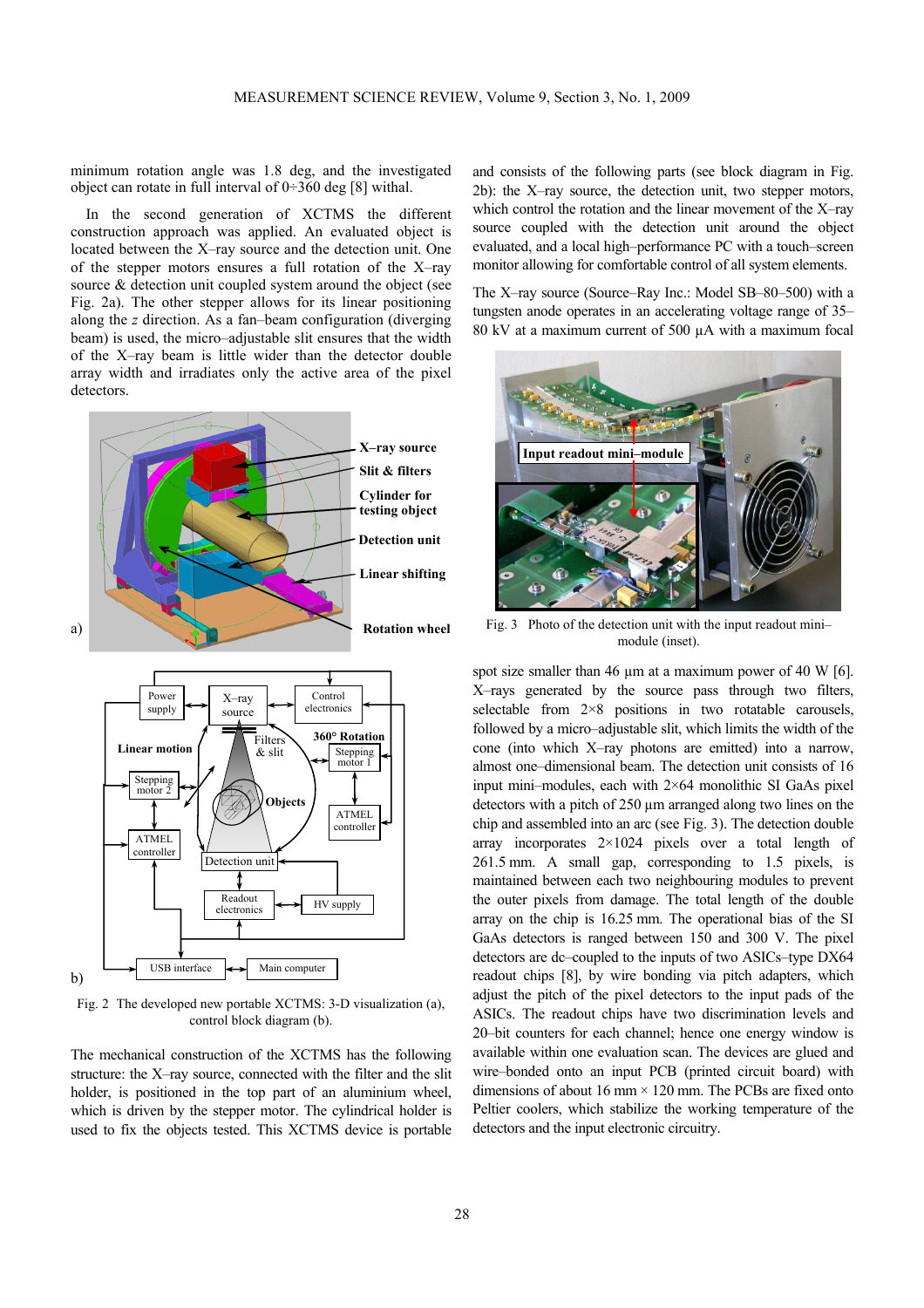minimum rotation angle was 1.8 deg, and the investigated object can rotate in full interval of 0÷360 deg [8] withal.

In the second generation of XCTMS the different construction approach was applied. An evaluated object is located between the X–ray source and the detection unit. One of the stepper motors ensures a full rotation of the X–ray source & detection unit coupled system around the object (see Fig. 2a). The other stepper allows for its linear positioning along the *z* direction. As a fan–beam configuration (diverging beam) is used, the micro–adjustable slit ensures that the width of the X–ray beam is little wider than the detector double array width and irradiates only the active area of the pixel detectors.

Fig. 2 The developed new portable XCTMS: 3-D visualization (a), control block diagram (b).

The mechanical construction of the XCTMS has the following structure: the X–ray source, connected with the filter and the slit holder, is positioned in the top part of an aluminium wheel, which is driven by the stepper motor. The cylindrical holder is used to fix the objects tested. This XCTMS device is portable and consists of the following parts (see block diagram in Fig. 2b): the X–ray source, the detection unit, two stepper motors, which control the rotation and the linear movement of the X–ray source coupled with the detection unit around the object evaluated, and a local high–performance PC with a touch–screen monitor allowing for comfortable control of all system elements.

The X–ray source (Source–Ray Inc.: Model SB–80–500) with a tungsten anode operates in an accelerating voltage range of 35–80 kV at a maximum current of 500 µA with a maximum focal spot size smaller than 46 µm at a maximum power of 40 W [6]. X–rays generated by the source pass through two filters, selectable from 2×8 positions in two rotatable carousels, followed by a micro–adjustable slit, which limits the width of the cone (into which X–ray photons are emitted) into a narrow, almost one–dimensional beam. The detection unit consists of 16 input mini–modules, each with 2×64 monolithic SI GaAs pixel detectors with a pitch of 250 µm arranged along two lines on the chip and assembled into an arc (see Fig. 3). The detection double array incorporates 2×1024 pixels over a total length of 261.5 mm. A small gap, corresponding to 1.5 pixels, is maintained between each two neighbouring modules to prevent the outer pixels from damage. The total length of the double array on the chip is 16.25 mm. The operational bias of the SI GaAs detectors is ranged between 150 and 300 V. The pixel detectors are dc–coupled to the inputs of two ASICs–type DX64 readout chips [8], by wire bonding via pitch adapters, which adjust the pitch of the pixel detectors to the input pads of the ASICs. The readout chips have two discrimination levels and 20–bit counters for each channel; hence one energy window is available within one evaluation scan. The devices are glued and wire–bonded onto an input PCB (printed circuit board) with dimensions of about 16 mm × 120 mm. The PCBs are fixed onto Peltier coolers, which stabilize the working temperature of the detectors and the input electronic circuitry.

Fig. 3 Photo of the detection unit with the input readout mini–module (inset).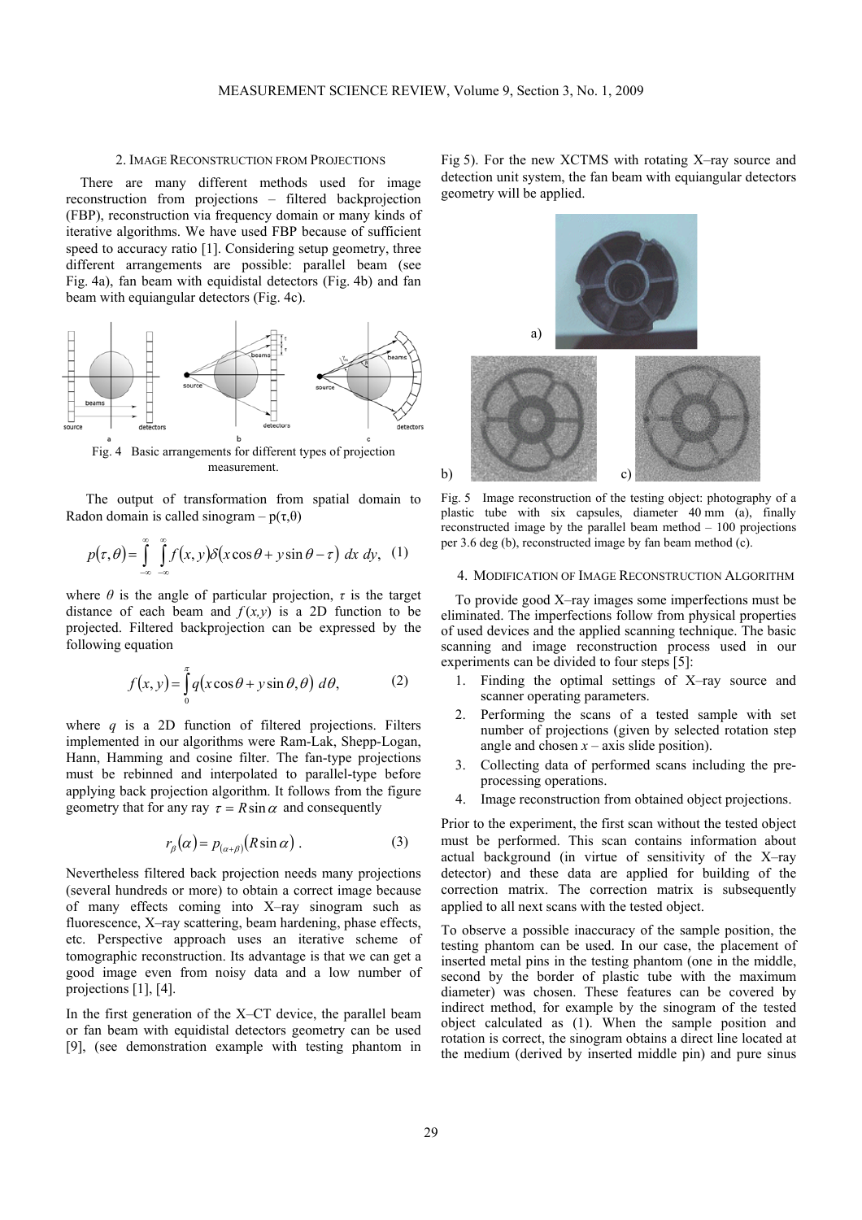## 2. Image Reconstruction from Projections

There are many different methods used for image reconstruction from projections – filtered backprojection (FBP), reconstruction via frequency domain or many kinds of iterative algorithms. We have used FBP because of sufficient speed to accuracy ratio [1]. Considering setup geometry, three different arrangements are possible: parallel beam (see Fig. 4a), fan beam with equidistal detectors (Fig. 4b) and fan beam with equiangular detectors (Fig. 4c).

Fig. 4 Basic arrangements for different types of projection measurement.

The output of transformation from spatial domain to Radon domain is called sinogram – p(τ,θ)

$$p(\tau,\theta) = \int_{-\infty}^{\infty}\int_{-\infty}^{\infty} f(x,y)\delta(x\cos\theta + y\sin\theta - \tau)\, dx\, dy, \quad (1)$$

where $\theta$ is the angle of particular projection, $\tau$ is the target distance of each beam and $f(x,y)$ is a 2D function to be projected. Filtered backprojection can be expressed by the following equation

$$f(x,y) = \int_{0}^{\pi} q(x\cos\theta + y\sin\theta, \theta)\, d\theta, \quad (2)$$

where $q$ is a 2D function of filtered projections. Filters implemented in our algorithms were Ram-Lak, Shepp-Logan, Hann, Hamming and cosine filter. The fan-type projections must be rebinned and interpolated to parallel-type before applying back projection algorithm. It follows from the figure geometry that for any ray $\tau = R\sin\alpha$ and consequently

$$r_{\beta}(\alpha) = p_{(\alpha+\beta)}(R\sin\alpha)\,. \quad (3)$$

Nevertheless filtered back projection needs many projections (several hundreds or more) to obtain a correct image because of many effects coming into X–ray sinogram such as fluorescence, X–ray scattering, beam hardening, phase effects, etc. Perspective approach uses an iterative scheme of tomographic reconstruction. Its advantage is that we can get a good image even from noisy data and a low number of projections [1], [4].

In the first generation of the X–CT device, the parallel beam or fan beam with equidistal detectors geometry can be used [9], (see demonstration example with testing phantom in Fig 5). For the new XCTMS with rotating X–ray source and detection unit system, the fan beam with equiangular detectors geometry will be applied.

Fig. 5 Image reconstruction of the testing object: photography of a plastic tube with six capsules, diameter 40 mm (a), finally reconstructed image by the parallel beam method – 100 projections per 3.6 deg (b), reconstructed image by fan beam method (c).

## 4. Modification of Image Reconstruction Algorithm

To provide good X–ray images some imperfections must be eliminated. The imperfections follow from physical properties of used devices and the applied scanning technique. The basic scanning and image reconstruction process used in our experiments can be divided to four steps [5]:

1. Finding the optimal settings of X–ray source and scanner operating parameters.
2. Performing the scans of a tested sample with set number of projections (given by selected rotation step angle and chosen $x$ – axis slide position).
3. Collecting data of performed scans including the pre-processing operations.
4. Image reconstruction from obtained object projections.

Prior to the experiment, the first scan without the tested object must be performed. This scan contains information about actual background (in virtue of sensitivity of the X–ray detector) and these data are applied for building of the correction matrix. The correction matrix is subsequently applied to all next scans with the tested object.

To observe a possible inaccuracy of the sample position, the testing phantom can be used. In our case, the placement of inserted metal pins in the testing phantom (one in the middle, second by the border of plastic tube with the maximum diameter) was chosen. These features can be covered by indirect method, for example by the sinogram of the tested object calculated as (1). When the sample position and rotation is correct, the sinogram obtains a direct line located at the medium (derived by inserted middle pin) and pure sinus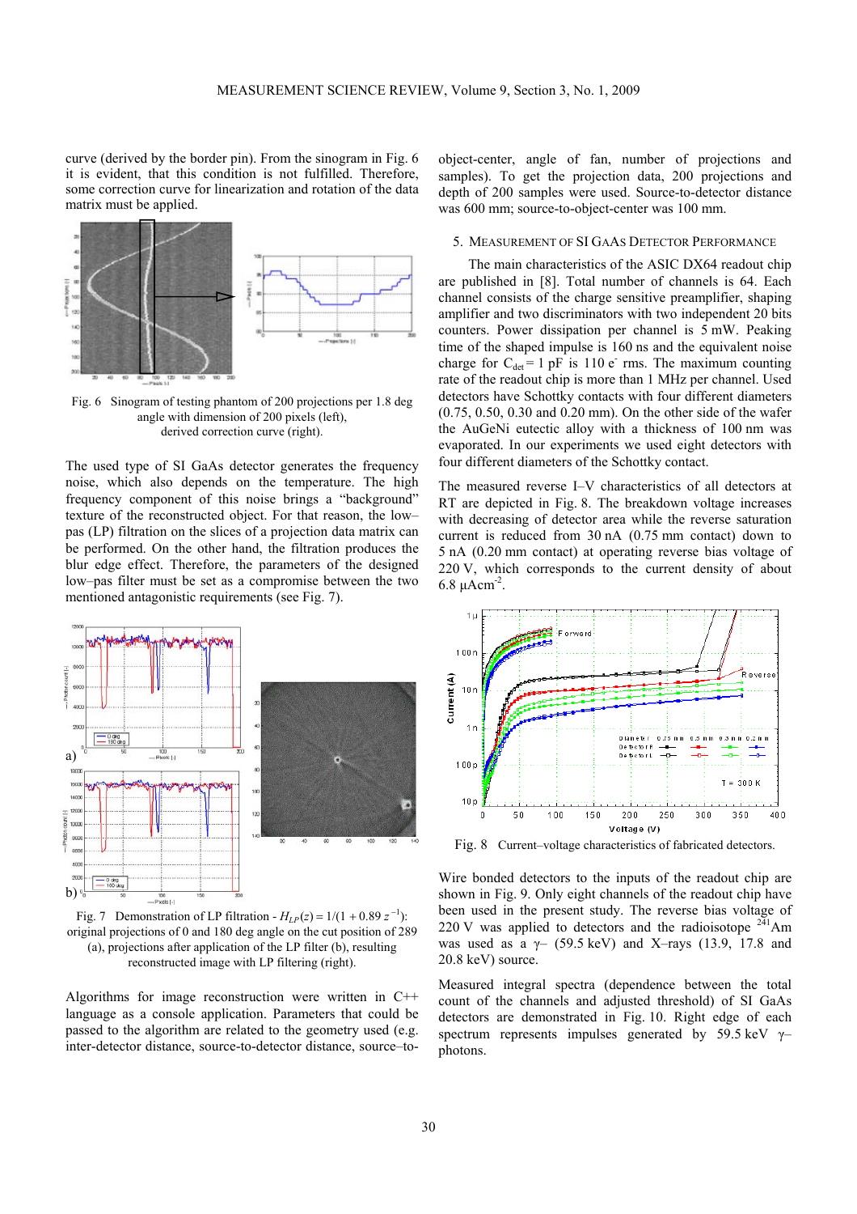curve (derived by the border pin). From the sinogram in Fig. 6 it is evident, that this condition is not fulfilled. Therefore, some correction curve for linearization and rotation of the data matrix must be applied.

Fig. 6 Sinogram of testing phantom of 200 projections per 1.8 deg angle with dimension of 200 pixels (left), derived correction curve (right).

The used type of SI GaAs detector generates the frequency noise, which also depends on the temperature. The high frequency component of this noise brings a "background" texture of the reconstructed object. For that reason, the low–pas (LP) filtration on the slices of a projection data matrix can be performed. On the other hand, the filtration produces the blur edge effect. Therefore, the parameters of the designed low–pas filter must be set as a compromise between the two mentioned antagonistic requirements (see Fig. 7).

Fig. 7 Demonstration of LP filtration - $H_{LP}(z) = 1/(1 + 0.89\, z^{-1})$: original projections of 0 and 180 deg angle on the cut position of 289 (a), projections after application of the LP filter (b), resulting reconstructed image with LP filtering (right).

Algorithms for image reconstruction were written in C++ language as a console application. Parameters that could be passed to the algorithm are related to the geometry used (e.g. inter-detector distance, source-to-detector distance, source–to-object-center, angle of fan, number of projections and samples). To get the projection data, 200 projections and depth of 200 samples were used. Source-to-detector distance was 600 mm; source-to-object-center was 100 mm.

## 5. Measurement of SI GaAs Detector Performance

The main characteristics of the ASIC DX64 readout chip are published in [8]. Total number of channels is 64. Each channel consists of the charge sensitive preamplifier, shaping amplifier and two discriminators with two independent 20 bits counters. Power dissipation per channel is 5 mW. Peaking time of the shaped impulse is 160 ns and the equivalent noise charge for $C_{det} = 1$ pF is 110 $e^-$ rms. The maximum counting rate of the readout chip is more than 1 MHz per channel. Used detectors have Schottky contacts with four different diameters (0.75, 0.50, 0.30 and 0.20 mm). On the other side of the wafer the AuGeNi eutectic alloy with a thickness of 100 nm was evaporated. In our experiments we used eight detectors with four different diameters of the Schottky contact.

The measured reverse I–V characteristics of all detectors at RT are depicted in Fig. 8. The breakdown voltage increases with decreasing of detector area while the reverse saturation current is reduced from 30 nA (0.75 mm contact) down to 5 nA (0.20 mm contact) at operating reverse bias voltage of 220 V, which corresponds to the current density of about 6.8 $\mu$Acm$^{-2}$.

Fig. 8 Current–voltage characteristics of fabricated detectors.

Wire bonded detectors to the inputs of the readout chip are shown in Fig. 9. Only eight channels of the readout chip have been used in the present study. The reverse bias voltage of 220 V was applied to detectors and the radioisotope $^{241}$Am was used as a γ– (59.5 keV) and X–rays (13.9, 17.8 and 20.8 keV) source.

Measured integral spectra (dependence between the total count of the channels and adjusted threshold) of SI GaAs detectors are demonstrated in Fig. 10. Right edge of each spectrum represents impulses generated by 59.5 keV γ–photons.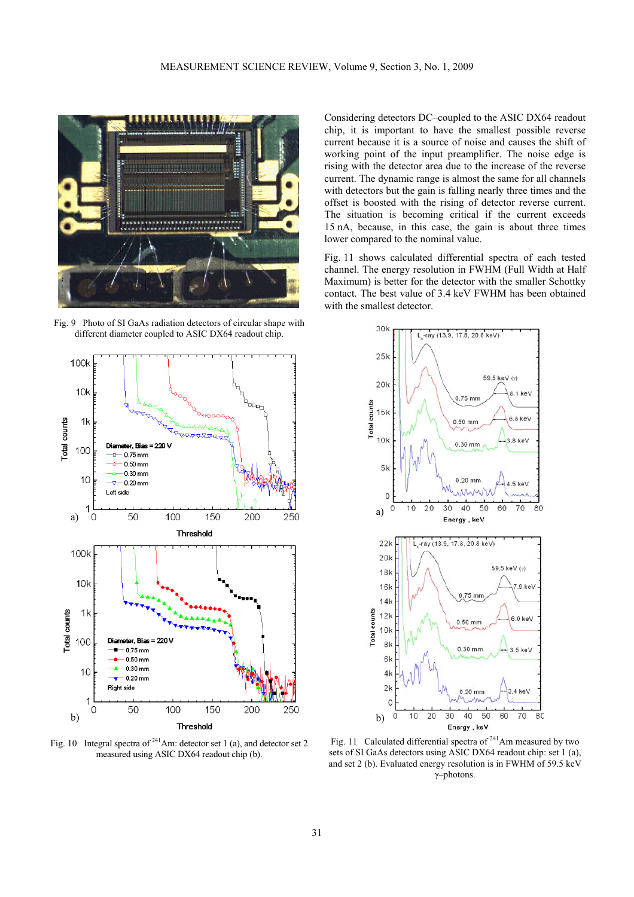Fig. 9 Photo of SI GaAs radiation detectors of circular shape with different diameter coupled to ASIC DX64 readout chip.

Fig. 10 Integral spectra of $^{241}$Am: detector set 1 (a), and detector set 2 measured using ASIC DX64 readout chip (b).

Considering detectors DC–coupled to the ASIC DX64 readout chip, it is important to have the smallest possible reverse current because it is a source of noise and causes the shift of working point of the input preamplifier. The noise edge is rising with the detector area due to the increase of the reverse current. The dynamic range is almost the same for all channels with detectors but the gain is falling nearly three times and the offset is boosted with the rising of detector reverse current. The situation is becoming critical if the current exceeds 15 nA, because, in this case, the gain is about three times lower compared to the nominal value.

Fig. 11 shows calculated differential spectra of each tested channel. The energy resolution in FWHM (Full Width at Half Maximum) is better for the detector with the smaller Schottky contact. The best value of 3.4 keV FWHM has been obtained with the smallest detector.

Fig. 11 Calculated differential spectra of $^{241}$Am measured by two sets of SI GaAs detectors using ASIC DX64 readout chip: set 1 (a), and set 2 (b). Evaluated energy resolution is in FWHM of 59.5 keV γ–photons.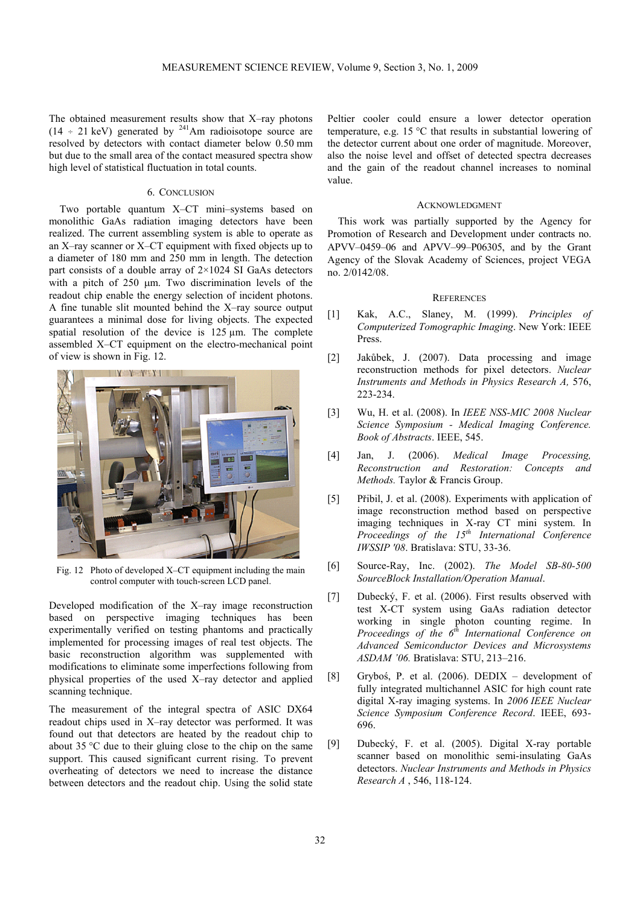The obtained measurement results show that X–ray photons (14 ÷ 21 keV) generated by $^{241}$Am radioisotope source are resolved by detectors with contact diameter below 0.50 mm but due to the small area of the contact measured spectra show high level of statistical fluctuation in total counts.

## 6. Conclusion

Two portable quantum X–CT mini–systems based on monolithic GaAs radiation imaging detectors have been realized. The current assembling system is able to operate as an X–ray scanner or X–CT equipment with fixed objects up to a diameter of 180 mm and 250 mm in length. The detection part consists of a double array of 2×1024 SI GaAs detectors with a pitch of 250 µm. Two discrimination levels of the readout chip enable the energy selection of incident photons. A fine tunable slit mounted behind the X–ray source output guarantees a minimal dose for living objects. The expected spatial resolution of the device is 125 µm. The complete assembled X–CT equipment on the electro-mechanical point of view is shown in Fig. 12.

Fig. 12 Photo of developed X–CT equipment including the main control computer with touch-screen LCD panel.

Developed modification of the X–ray image reconstruction based on perspective imaging techniques has been experimentally verified on testing phantoms and practically implemented for processing images of real test objects. The basic reconstruction algorithm was supplemented with modifications to eliminate some imperfections following from physical properties of the used X–ray detector and applied scanning technique.

The measurement of the integral spectra of ASIC DX64 readout chips used in X–ray detector was performed. It was found out that detectors are heated by the readout chip to about 35 °C due to their gluing close to the chip on the same support. This caused significant current rising. To prevent overheating of detectors we need to increase the distance between detectors and the readout chip. Using the solid state Peltier cooler could ensure a lower detector operation temperature, e.g. 15 °C that results in substantial lowering of the detector current about one order of magnitude. Moreover, also the noise level and offset of detected spectra decreases and the gain of the readout channel increases to nominal value.

## Acknowledgment

This work was partially supported by the Agency for Promotion of Research and Development under contracts no. APVV–0459–06 and APVV–99–P06305, and by the Grant Agency of the Slovak Academy of Sciences, project VEGA no. 2/0142/08.

## References

[1] Kak, A.C., Slaney, M. (1999). *Principles of Computerized Tomographic Imaging*. New York: IEEE Press.

[2] Jakůbek, J. (2007). Data processing and image reconstruction methods for pixel detectors. *Nuclear Instruments and Methods in Physics Research A,* 576, 223-234.

[3] Wu, H. et al. (2008). In *IEEE NSS-MIC 2008 Nuclear Science Symposium - Medical Imaging Conference. Book of Abstracts*. IEEE, 545.

[4] Jan, J. (2006). *Medical Image Processing, Reconstruction and Restoration: Concepts and Methods.* Taylor & Francis Group.

[5] Přibil, J. et al. (2008). Experiments with application of image reconstruction method based on perspective imaging techniques in X-ray CT mini system. In *Proceedings of the 15th International Conference IWSSIP '08*. Bratislava: STU, 33-36.

[6] Source-Ray, Inc. (2002). *The Model SB-80-500 SourceBlock Installation/Operation Manual*.

[7] Dubecký, F. et al. (2006). First results observed with test X-CT system using GaAs radiation detector working in single photon counting regime. In *Proceedings of the 6th International Conference on Advanced Semiconductor Devices and Microsystems ASDAM '06.* Bratislava: STU, 213–216.

[8] Gryboś, P. et al. (2006). DEDIX – development of fully integrated multichannel ASIC for high count rate digital X-ray imaging systems. In *2006 IEEE Nuclear Science Symposium Conference Record*. IEEE, 693-696.

[9] Dubecký, F. et al. (2005). Digital X-ray portable scanner based on monolithic semi-insulating GaAs detectors. *Nuclear Instruments and Methods in Physics Research A* , 546, 118-124.